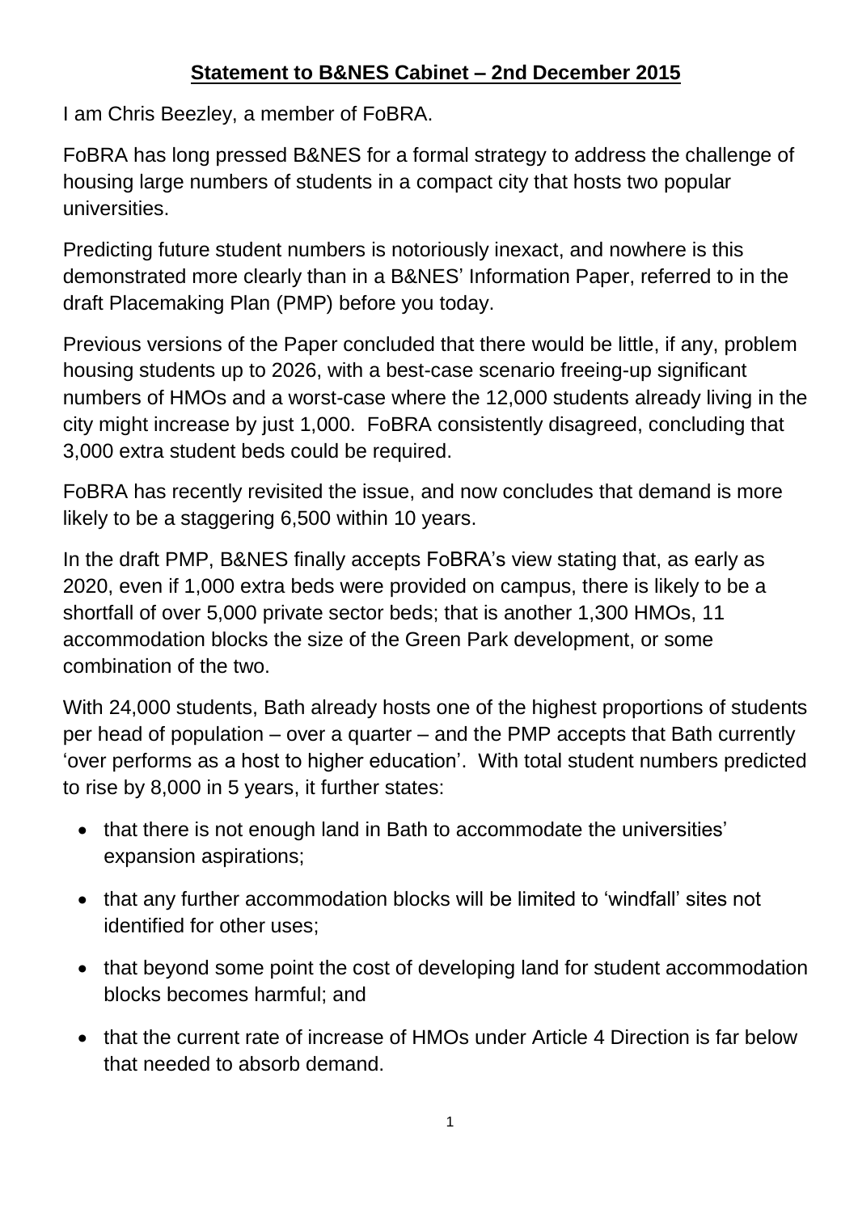# **Statement to B&NES Cabinet – 2nd December 2015**

I am Chris Beezley, a member of FoBRA.

FoBRA has long pressed B&NES for a formal strategy to address the challenge of housing large numbers of students in a compact city that hosts two popular universities.

Predicting future student numbers is notoriously inexact, and nowhere is this demonstrated more clearly than in a B&NES' Information Paper, referred to in the draft Placemaking Plan (PMP) before you today.

Previous versions of the Paper concluded that there would be little, if any, problem housing students up to 2026, with a best-case scenario freeing-up significant numbers of HMOs and a worst-case where the 12,000 students already living in the city might increase by just 1,000. FoBRA consistently disagreed, concluding that 3,000 extra student beds could be required.

FoBRA has recently revisited the issue, and now concludes that demand is more likely to be a staggering 6,500 within 10 years.

In the draft PMP, B&NES finally accepts FoBRA's view stating that, as early as 2020, even if 1,000 extra beds were provided on campus, there is likely to be a shortfall of over 5,000 private sector beds; that is another 1,300 HMOs, 11 accommodation blocks the size of the Green Park development, or some combination of the two.

With 24,000 students, Bath already hosts one of the highest proportions of students per head of population – over a quarter – and the PMP accepts that Bath currently 'over performs as a host to higher education'. With total student numbers predicted to rise by 8,000 in 5 years, it further states:

- that there is not enough land in Bath to accommodate the universities' expansion aspirations;
- that any further accommodation blocks will be limited to 'windfall' sites not identified for other uses;
- that beyond some point the cost of developing land for student accommodation blocks becomes harmful; and
- that the current rate of increase of HMOs under Article 4 Direction is far below that needed to absorb demand.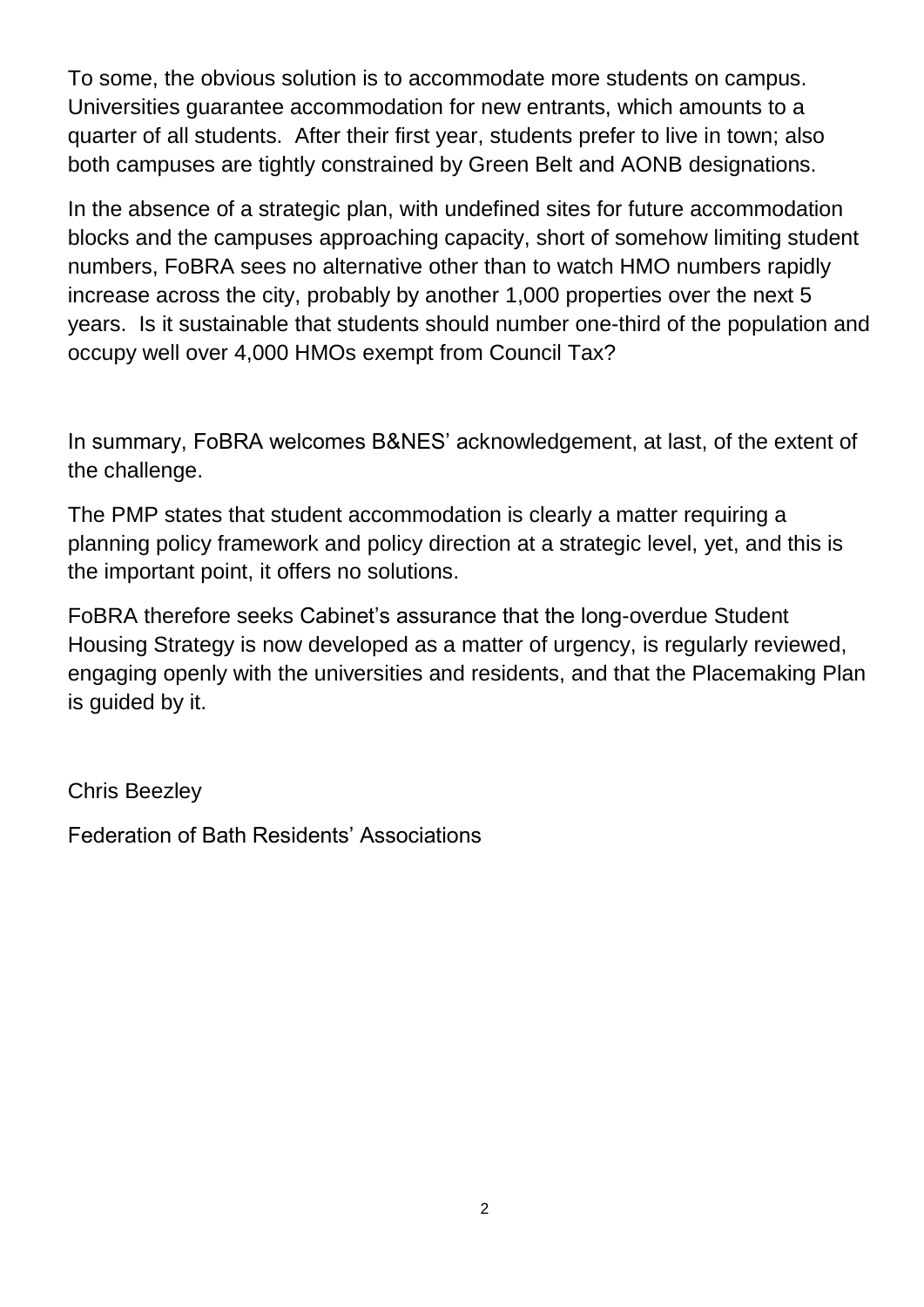To some, the obvious solution is to accommodate more students on campus. Universities guarantee accommodation for new entrants, which amounts to a quarter of all students. After their first year, students prefer to live in town; also both campuses are tightly constrained by Green Belt and AONB designations.

In the absence of a strategic plan, with undefined sites for future accommodation blocks and the campuses approaching capacity, short of somehow limiting student numbers, FoBRA sees no alternative other than to watch HMO numbers rapidly increase across the city, probably by another 1,000 properties over the next 5 years. Is it sustainable that students should number one-third of the population and occupy well over 4,000 HMOs exempt from Council Tax?

In summary, FoBRA welcomes B&NES' acknowledgement, at last, of the extent of the challenge.

The PMP states that student accommodation is clearly a matter requiring a planning policy framework and policy direction at a strategic level, yet, and this is the important point, it offers no solutions.

FoBRA therefore seeks Cabinet's assurance that the long-overdue Student Housing Strategy is now developed as a matter of urgency, is regularly reviewed, engaging openly with the universities and residents, and that the Placemaking Plan is guided by it.

Chris Beezley

Federation of Bath Residents' Associations